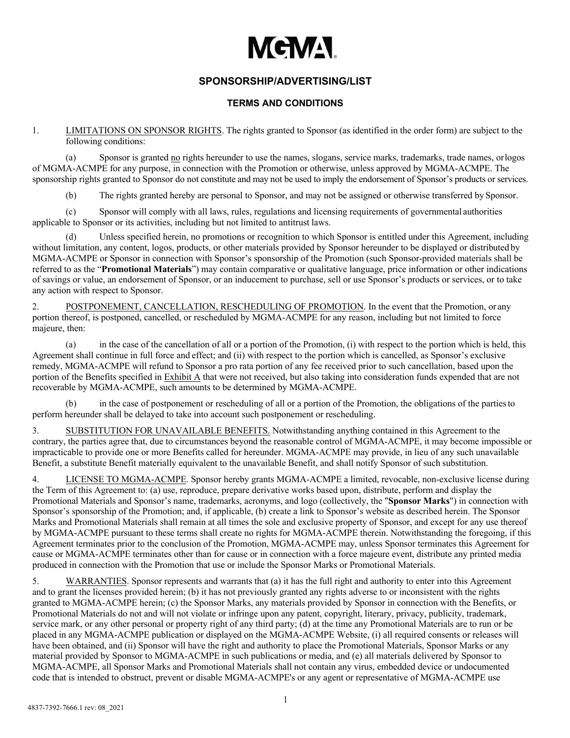MGMA

## SPONSORSHIP/ADVERTISING/LIST

### TERMS AND CONDITIONS

1. LIMITATIONS ON SPONSOR RIGHTS. The rights granted to Sponsor (as identified in the order form) are subject to the following conditions:

(a) Sponsor is granted no rights hereunder to use the names, slogans, service marks, trademarks, trade names, or logos of MGMA-ACMPE for any purpose, in connection with the Promotion or otherwise, unless approved by MGMA-ACMPE. The sponsorship rights granted to Sponsor do not constitute and may not be used to imply the endorsement of Sponsor's products or services.

(b) The rights granted hereby are personal to Sponsor, and may not be assigned or otherwise transferred by Sponsor.

(c) Sponsor will comply with all laws, rules, regulations and licensing requirements of governmental authorities applicable to Sponsor or its activities, including but not limited to antitrust laws.

(d) Unless specified herein, no promotions or recognition to which Sponsor is entitled under this Agreement, including without limitation, any content, logos, products, or other materials provided by Sponsor hereunder to be displayed or distributed by MGMA-ACMPE or Sponsor in connection with Sponsor's sponsorship of the Promotion (such Sponsor-provided materials shall be referred to as the "**Promotional Materials**") may contain comparative or qualitative language, price information or other indications of savings or value, an endorsement of Sponsor, or an inducement to purchase, sell or use Sponsor's products or services, or to take any action with respect to Sponsor.

2. POSTPONEMENT, CANCELLATION, RESCHEDULING OF PROMOTION. In the event that the Promotion, or any portion thereof, is postponed, cancelled, or rescheduled by MGMA-ACMPE for any reason, including but not limited to force majeure, then:

(a) in the case of the cancellation of all or a portion of the Promotion, (i) with respect to the portion which is held, this Agreement shall continue in full force and effect; and (ii) with respect to the portion which is cancelled, as Sponsor's exclusive remedy, MGMA-ACMPE will refund to Sponsor a pro rata portion of any fee received prior to such cancellation, based upon the portion of the Benefits specified in Exhibit A that were not received, but also taking into consideration funds expended that are not recoverable by MGMA-ACMPE, such amounts to be determined by MGMA-ACMPE.

(b) in the case of postponement or rescheduling of all or a portion of the Promotion, the obligations of the parties to perform hereunder shall be delayed to take into account such postponement or rescheduling.

3. SUBSTITUTION FOR UNAVAILABLE BENEFITS. Notwithstanding anything contained in this Agreement to the contrary, the parties agree that, due to circumstances beyond the reasonable control of MGMA-ACMPE, it may become impossible or impracticable to provide one or more Benefits called for hereunder. MGMA-ACMPE may provide, in lieu of any such unavailable Benefit, a substitute Benefit materially equivalent to the unavailable Benefit, and shall notify Sponsor of such substitution.

4. LICENSE TO MGMA-ACMPE. Sponsor hereby grants MGMA-ACMPE a limited, revocable, non-exclusive license during the Term of this Agreement to: (a) use, reproduce, prepare derivative works based upon, distribute, perform and display the Promotional Materials and Sponsor's name, trademarks, acronyms, and logo (collectively, the "**Sponsor Marks**") in connection with Sponsor's sponsorship of the Promotion; and, if applicable, (b) create a link to Sponsor's website as described herein. The Sponsor Marks and Promotional Materials shall remain at all times the sole and exclusive property of Sponsor, and except for any use thereof by MGMA-ACMPE pursuant to these terms shall create no rights for MGMA-ACMPE therein. Notwithstanding the foregoing, if this Agreement terminates prior to the conclusion of the Promotion, MGMA-ACMPE may, unless Sponsor terminates this Agreement for cause or MGMA-ACMPE terminates other than for cause or in connection with a force majeure event, distribute any printed media produced in connection with the Promotion that use or include the Sponsor Marks or Promotional Materials.

5. WARRANTIES. Sponsor represents and warrants that (a) it has the full right and authority to enter into this Agreement and to grant the licenses provided herein; (b) it has not previously granted any rights adverse to or inconsistent with the rights granted to MGMA-ACMPE herein; (c) the Sponsor Marks, any materials provided by Sponsor in connection with the Benefits, or Promotional Materials do not and will not violate or infringe upon any patent, copyright, literary, privacy, publicity, trademark, service mark, or any other personal or property right of any third party; (d) at the time any Promotional Materials are to run or be placed in any MGMA-ACMPE publication or displayed on the MGMA-ACMPE Website, (i) all required consents or releases will have been obtained, and (ii) Sponsor will have the right and authority to place the Promotional Materials, Sponsor Marks or any material provided by Sponsor to MGMA-ACMPE in such publications or media, and (e) all materials delivered by Sponsor to MGMA-ACMPE, all Sponsor Marks and Promotional Materials shall not contain any virus, embedded device or undocumented code that is intended to obstruct, prevent or disable MGMA-ACMPE's or any agent or representative of MGMA-ACMPE use

4837-7392-7666.1 rev: 08_2021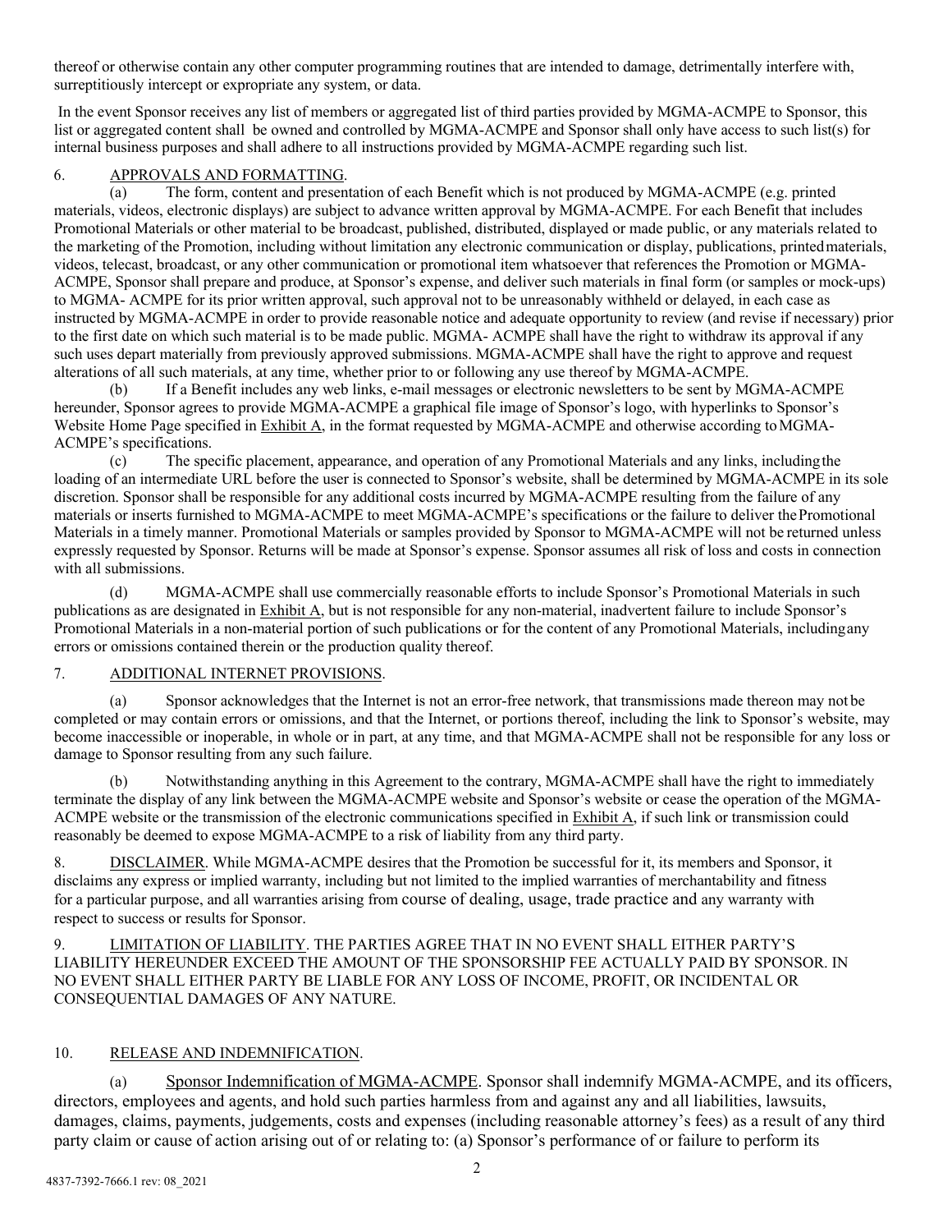thereof or otherwise contain any other computer programming routines that are intended to damage, detrimentally interfere with, surreptitiously intercept or expropriate any system, or data.

In the event Sponsor receives any list of members or aggregated list of third parties provided by MGMA-ACMPE to Sponsor, this list or aggregated content shall be owned and controlled by MGMA-ACMPE and Sponsor shall only have access to such list(s) for internal business purposes and shall adhere to all instructions provided by MGMA-ACMPE regarding such list.

6. APPROVALS AND FORMATTING.

(a) The form, content and presentation of each Benefit which is not produced by MGMA-ACMPE (e.g. printed materials, videos, electronic displays) are subject to advance written approval by MGMA-ACMPE. For each Benefit that includes Promotional Materials or other material to be broadcast, published, distributed, displayed or made public, or any materials related to the marketing of the Promotion, including without limitation any electronic communication or display, publications, printed materials, videos, telecast, broadcast, or any other communication or promotional item whatsoever that references the Promotion or MGMA-ACMPE, Sponsor shall prepare and produce, at Sponsor's expense, and deliver such materials in final form (or samples or mock-ups) to MGMA- ACMPE for its prior written approval, such approval not to be unreasonably withheld or delayed, in each case as instructed by MGMA-ACMPE in order to provide reasonable notice and adequate opportunity to review (and revise if necessary) prior to the first date on which such material is to be made public. MGMA- ACMPE shall have the right to withdraw its approval if any such uses depart materially from previously approved submissions. MGMA-ACMPE shall have the right to approve and request alterations of all such materials, at any time, whether prior to or following any use thereof by MGMA-ACMPE.

(b) If a Benefit includes any web links, e-mail messages or electronic newsletters to be sent by MGMA-ACMPE hereunder, Sponsor agrees to provide MGMA-ACMPE a graphical file image of Sponsor's logo, with hyperlinks to Sponsor's Website Home Page specified in Exhibit A, in the format requested by MGMA-ACMPE and otherwise according to MGMA-ACMPE's specifications.

(c) The specific placement, appearance, and operation of any Promotional Materials and any links, including the loading of an intermediate URL before the user is connected to Sponsor's website, shall be determined by MGMA-ACMPE in its sole discretion. Sponsor shall be responsible for any additional costs incurred by MGMA-ACMPE resulting from the failure of any materials or inserts furnished to MGMA-ACMPE to meet MGMA-ACMPE's specifications or the failure to deliver the Promotional Materials in a timely manner. Promotional Materials or samples provided by Sponsor to MGMA-ACMPE will not be returned unless expressly requested by Sponsor. Returns will be made at Sponsor's expense. Sponsor assumes all risk of loss and costs in connection with all submissions.

(d) MGMA-ACMPE shall use commercially reasonable efforts to include Sponsor's Promotional Materials in such publications as are designated in Exhibit A, but is not responsible for any non-material, inadvertent failure to include Sponsor's Promotional Materials in a non-material portion of such publications or for the content of any Promotional Materials, including any errors or omissions contained therein or the production quality thereof.

7. ADDITIONAL INTERNET PROVISIONS.

(a) Sponsor acknowledges that the Internet is not an error-free network, that transmissions made thereon may not be completed or may contain errors or omissions, and that the Internet, or portions thereof, including the link to Sponsor's website, may become inaccessible or inoperable, in whole or in part, at any time, and that MGMA-ACMPE shall not be responsible for any loss or damage to Sponsor resulting from any such failure.

(b) Notwithstanding anything in this Agreement to the contrary, MGMA-ACMPE shall have the right to immediately terminate the display of any link between the MGMA-ACMPE website and Sponsor's website or cease the operation of the MGMA-ACMPE website or the transmission of the electronic communications specified in Exhibit A, if such link or transmission could reasonably be deemed to expose MGMA-ACMPE to a risk of liability from any third party.

8. DISCLAIMER. While MGMA-ACMPE desires that the Promotion be successful for it, its members and Sponsor, it disclaims any express or implied warranty, including but not limited to the implied warranties of merchantability and fitness for a particular purpose, and all warranties arising from course of dealing, usage, trade practice and any warranty with respect to success or results for Sponsor.

9. LIMITATION OF LIABILITY. THE PARTIES AGREE THAT IN NO EVENT SHALL EITHER PARTY'S LIABILITY HEREUNDER EXCEED THE AMOUNT OF THE SPONSORSHIP FEE ACTUALLY PAID BY SPONSOR. IN NO EVENT SHALL EITHER PARTY BE LIABLE FOR ANY LOSS OF INCOME, PROFIT, OR INCIDENTAL OR CONSEQUENTIAL DAMAGES OF ANY NATURE.

10. RELEASE AND INDEMNIFICATION.

(a) Sponsor Indemnification of MGMA-ACMPE. Sponsor shall indemnify MGMA-ACMPE, and its officers, directors, employees and agents, and hold such parties harmless from and against any and all liabilities, lawsuits, damages, claims, payments, judgements, costs and expenses (including reasonable attorney's fees) as a result of any third party claim or cause of action arising out of or relating to: (a) Sponsor's performance of or failure to perform its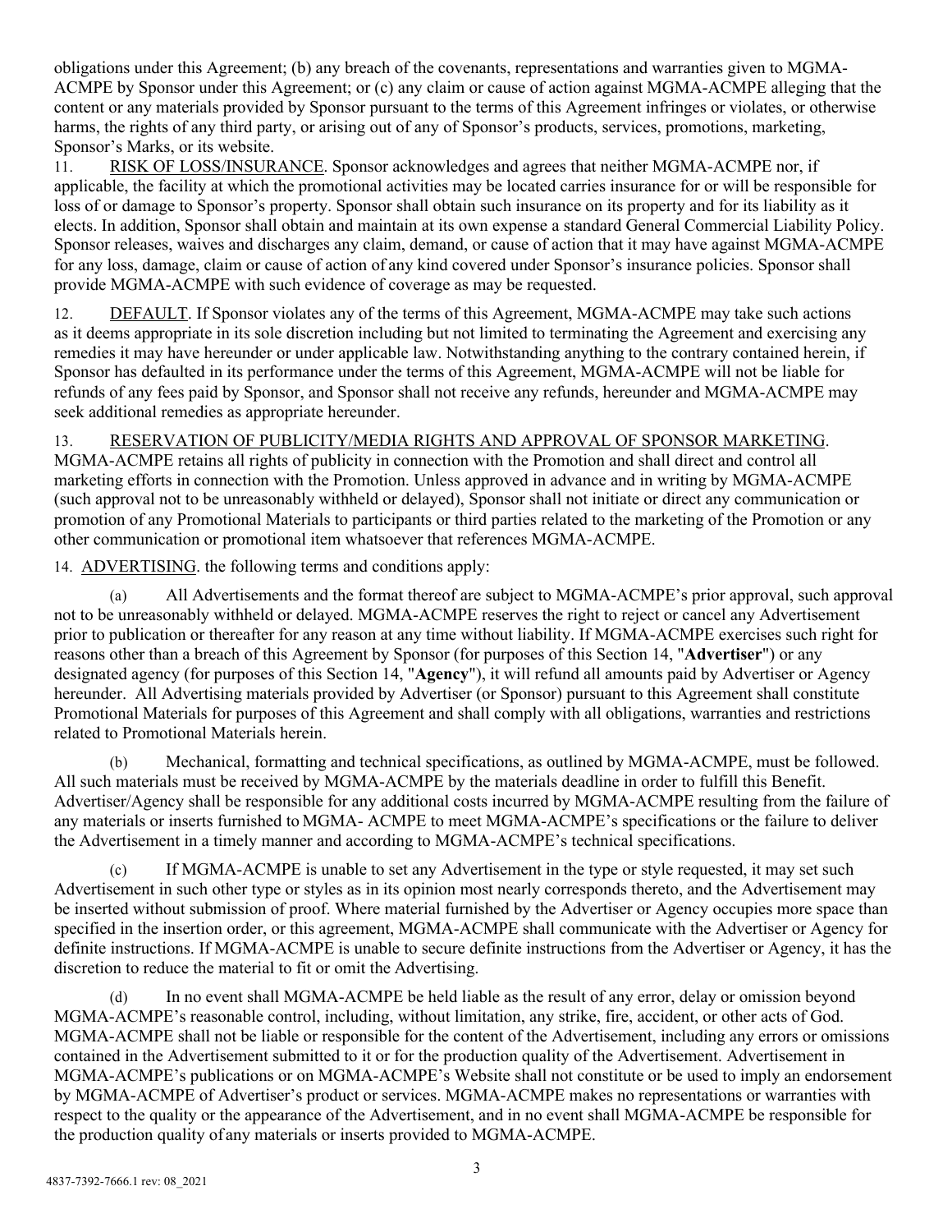obligations under this Agreement; (b) any breach of the covenants, representations and warranties given to MGMA-ACMPE by Sponsor under this Agreement; or (c) any claim or cause of action against MGMA-ACMPE alleging that the content or any materials provided by Sponsor pursuant to the terms of this Agreement infringes or violates, or otherwise harms, the rights of any third party, or arising out of any of Sponsor's products, services, promotions, marketing, Sponsor's Marks, or its website.

11. RISK OF LOSS/INSURANCE. Sponsor acknowledges and agrees that neither MGMA-ACMPE nor, if applicable, the facility at which the promotional activities may be located carries insurance for or will be responsible for loss of or damage to Sponsor's property. Sponsor shall obtain such insurance on its property and for its liability as it elects. In addition, Sponsor shall obtain and maintain at its own expense a standard General Commercial Liability Policy. Sponsor releases, waives and discharges any claim, demand, or cause of action that it may have against MGMA-ACMPE for any loss, damage, claim or cause of action of any kind covered under Sponsor's insurance policies. Sponsor shall provide MGMA-ACMPE with such evidence of coverage as may be requested.

12. DEFAULT. If Sponsor violates any of the terms of this Agreement, MGMA-ACMPE may take such actions as it deems appropriate in its sole discretion including but not limited to terminating the Agreement and exercising any remedies it may have hereunder or under applicable law. Notwithstanding anything to the contrary contained herein, if Sponsor has defaulted in its performance under the terms of this Agreement, MGMA-ACMPE will not be liable for refunds of any fees paid by Sponsor, and Sponsor shall not receive any refunds, hereunder and MGMA-ACMPE may seek additional remedies as appropriate hereunder.

13. RESERVATION OF PUBLICITY/MEDIA RIGHTS AND APPROVAL OF SPONSOR MARKETING. MGMA-ACMPE retains all rights of publicity in connection with the Promotion and shall direct and control all marketing efforts in connection with the Promotion. Unless approved in advance and in writing by MGMA-ACMPE (such approval not to be unreasonably withheld or delayed), Sponsor shall not initiate or direct any communication or promotion of any Promotional Materials to participants or third parties related to the marketing of the Promotion or any other communication or promotional item whatsoever that references MGMA-ACMPE.

14. ADVERTISING. the following terms and conditions apply:

(a) All Advertisements and the format thereof are subject to MGMA-ACMPE's prior approval, such approval not to be unreasonably withheld or delayed. MGMA-ACMPE reserves the right to reject or cancel any Advertisement prior to publication or thereafter for any reason at any time without liability. If MGMA-ACMPE exercises such right for reasons other than a breach of this Agreement by Sponsor (for purposes of this Section 14, "**Advertiser**") or any designated agency (for purposes of this Section 14, "**Agency**"), it will refund all amounts paid by Advertiser or Agency hereunder. All Advertising materials provided by Advertiser (or Sponsor) pursuant to this Agreement shall constitute Promotional Materials for purposes of this Agreement and shall comply with all obligations, warranties and restrictions related to Promotional Materials herein.

(b) Mechanical, formatting and technical specifications, as outlined by MGMA-ACMPE, must be followed. All such materials must be received by MGMA-ACMPE by the materials deadline in order to fulfill this Benefit. Advertiser/Agency shall be responsible for any additional costs incurred by MGMA-ACMPE resulting from the failure of any materials or inserts furnished to MGMA- ACMPE to meet MGMA-ACMPE's specifications or the failure to deliver the Advertisement in a timely manner and according to MGMA-ACMPE's technical specifications.

(c) If MGMA-ACMPE is unable to set any Advertisement in the type or style requested, it may set such Advertisement in such other type or styles as in its opinion most nearly corresponds thereto, and the Advertisement may be inserted without submission of proof. Where material furnished by the Advertiser or Agency occupies more space than specified in the insertion order, or this agreement, MGMA-ACMPE shall communicate with the Advertiser or Agency for definite instructions. If MGMA-ACMPE is unable to secure definite instructions from the Advertiser or Agency, it has the discretion to reduce the material to fit or omit the Advertising.

(d) In no event shall MGMA-ACMPE be held liable as the result of any error, delay or omission beyond MGMA-ACMPE's reasonable control, including, without limitation, any strike, fire, accident, or other acts of God. MGMA-ACMPE shall not be liable or responsible for the content of the Advertisement, including any errors or omissions contained in the Advertisement submitted to it or for the production quality of the Advertisement. Advertisement in MGMA-ACMPE's publications or on MGMA-ACMPE's Website shall not constitute or be used to imply an endorsement by MGMA-ACMPE of Advertiser's product or services. MGMA-ACMPE makes no representations or warranties with respect to the quality or the appearance of the Advertisement, and in no event shall MGMA-ACMPE be responsible for the production quality of any materials or inserts provided to MGMA-ACMPE.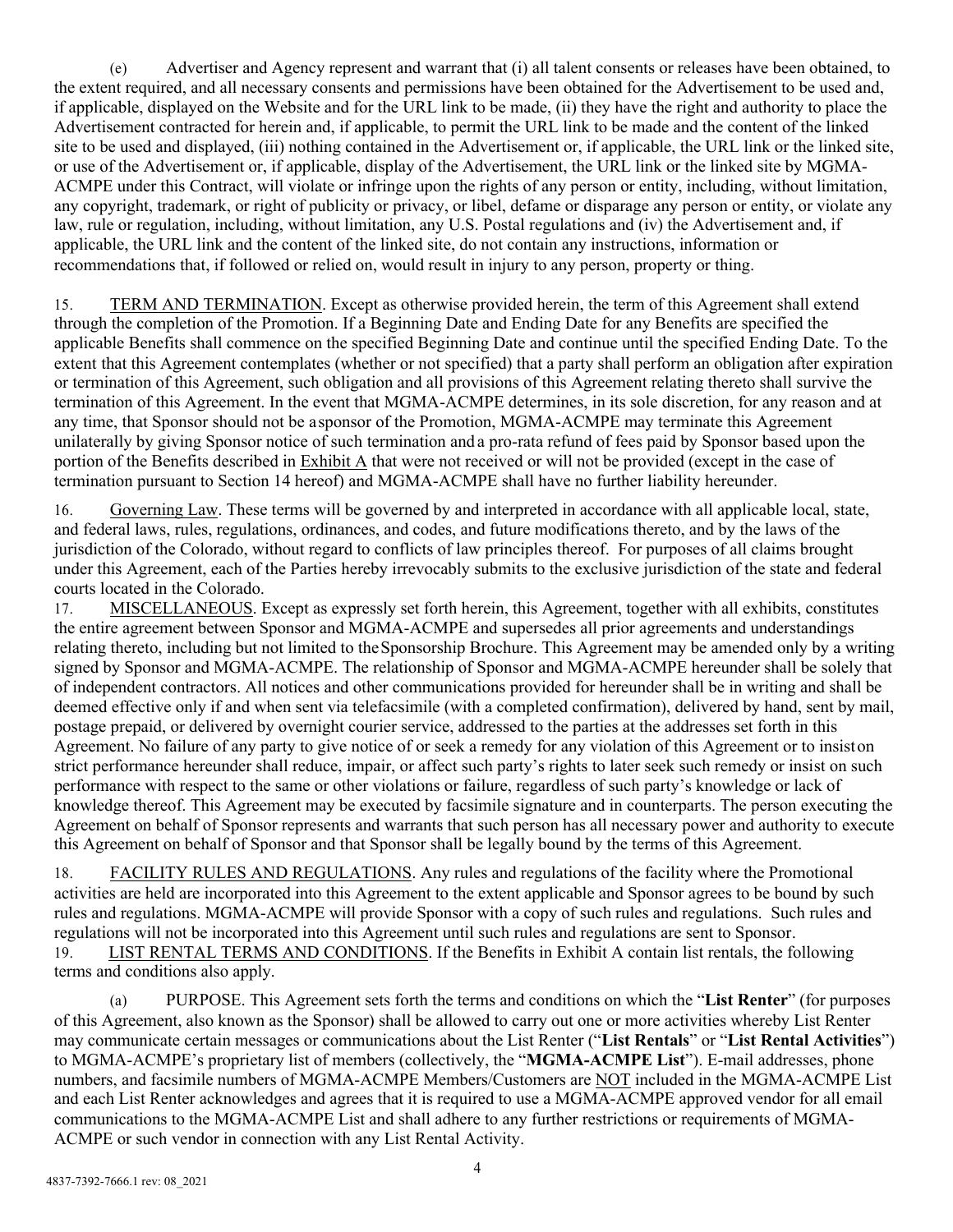(e) Advertiser and Agency represent and warrant that (i) all talent consents or releases have been obtained, to the extent required, and all necessary consents and permissions have been obtained for the Advertisement to be used and, if applicable, displayed on the Website and for the URL link to be made, (ii) they have the right and authority to place the Advertisement contracted for herein and, if applicable, to permit the URL link to be made and the content of the linked site to be used and displayed, (iii) nothing contained in the Advertisement or, if applicable, the URL link or the linked site, or use of the Advertisement or, if applicable, display of the Advertisement, the URL link or the linked site by MGMA-ACMPE under this Contract, will violate or infringe upon the rights of any person or entity, including, without limitation, any copyright, trademark, or right of publicity or privacy, or libel, defame or disparage any person or entity, or violate any law, rule or regulation, including, without limitation, any U.S. Postal regulations and (iv) the Advertisement and, if applicable, the URL link and the content of the linked site, do not contain any instructions, information or recommendations that, if followed or relied on, would result in injury to any person, property or thing.

15. TERM AND TERMINATION. Except as otherwise provided herein, the term of this Agreement shall extend through the completion of the Promotion. If a Beginning Date and Ending Date for any Benefits are specified the applicable Benefits shall commence on the specified Beginning Date and continue until the specified Ending Date. To the extent that this Agreement contemplates (whether or not specified) that a party shall perform an obligation after expiration or termination of this Agreement, such obligation and all provisions of this Agreement relating thereto shall survive the termination of this Agreement. In the event that MGMA-ACMPE determines, in its sole discretion, for any reason and at any time, that Sponsor should not be a sponsor of the Promotion, MGMA-ACMPE may terminate this Agreement unilaterally by giving Sponsor notice of such termination and a pro-rata refund of fees paid by Sponsor based upon the portion of the Benefits described in Exhibit A that were not received or will not be provided (except in the case of termination pursuant to Section 14 hereof) and MGMA-ACMPE shall have no further liability hereunder.

16. Governing Law. These terms will be governed by and interpreted in accordance with all applicable local, state, and federal laws, rules, regulations, ordinances, and codes, and future modifications thereto, and by the laws of the jurisdiction of the Colorado, without regard to conflicts of law principles thereof. For purposes of all claims brought under this Agreement, each of the Parties hereby irrevocably submits to the exclusive jurisdiction of the state and federal courts located in the Colorado.

17. MISCELLANEOUS. Except as expressly set forth herein, this Agreement, together with all exhibits, constitutes the entire agreement between Sponsor and MGMA-ACMPE and supersedes all prior agreements and understandings relating thereto, including but not limited to the Sponsorship Brochure. This Agreement may be amended only by a writing signed by Sponsor and MGMA-ACMPE. The relationship of Sponsor and MGMA-ACMPE hereunder shall be solely that of independent contractors. All notices and other communications provided for hereunder shall be in writing and shall be deemed effective only if and when sent via telefacsimile (with a completed confirmation), delivered by hand, sent by mail, postage prepaid, or delivered by overnight courier service, addressed to the parties at the addresses set forth in this Agreement. No failure of any party to give notice of or seek a remedy for any violation of this Agreement or to insist on strict performance hereunder shall reduce, impair, or affect such party's rights to later seek such remedy or insist on such performance with respect to the same or other violations or failure, regardless of such party's knowledge or lack of knowledge thereof. This Agreement may be executed by facsimile signature and in counterparts. The person executing the Agreement on behalf of Sponsor represents and warrants that such person has all necessary power and authority to execute this Agreement on behalf of Sponsor and that Sponsor shall be legally bound by the terms of this Agreement.

18. FACILITY RULES AND REGULATIONS. Any rules and regulations of the facility where the Promotional activities are held are incorporated into this Agreement to the extent applicable and Sponsor agrees to be bound by such rules and regulations. MGMA-ACMPE will provide Sponsor with a copy of such rules and regulations. Such rules and regulations will not be incorporated into this Agreement until such rules and regulations are sent to Sponsor.

19. LIST RENTAL TERMS AND CONDITIONS. If the Benefits in Exhibit A contain list rentals, the following terms and conditions also apply.

(a) PURPOSE. This Agreement sets forth the terms and conditions on which the "**List Renter**" (for purposes of this Agreement, also known as the Sponsor) shall be allowed to carry out one or more activities whereby List Renter may communicate certain messages or communications about the List Renter ("**List Rentals**" or "**List Rental Activities**") to MGMA-ACMPE's proprietary list of members (collectively, the "**MGMA-ACMPE List**"). E-mail addresses, phone numbers, and facsimile numbers of MGMA-ACMPE Members/Customers are NOT included in the MGMA-ACMPE List and each List Renter acknowledges and agrees that it is required to use a MGMA-ACMPE approved vendor for all email communications to the MGMA-ACMPE List and shall adhere to any further restrictions or requirements of MGMA-ACMPE or such vendor in connection with any List Rental Activity.

4837-7392-7666.1 rev: 08_2021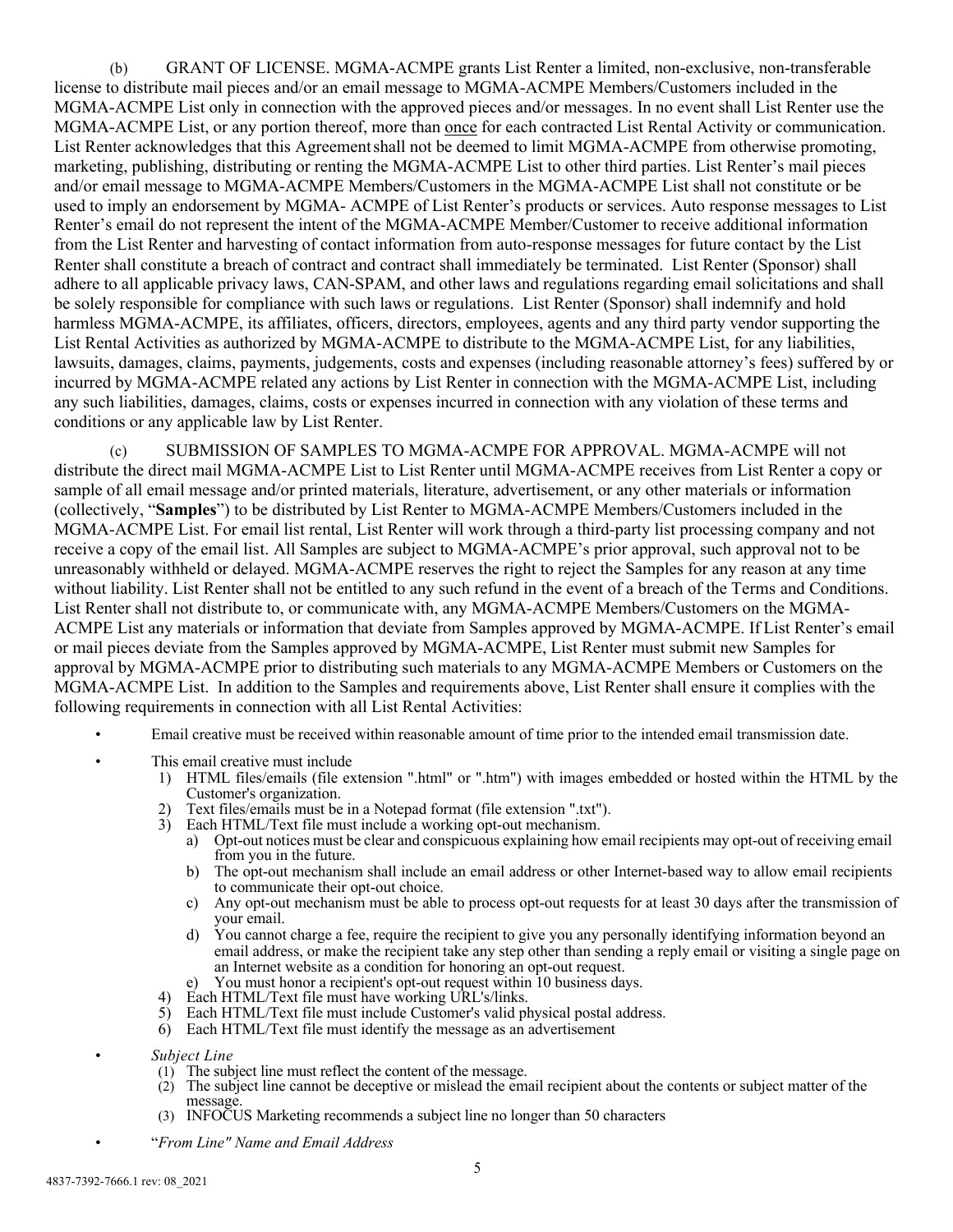(b) GRANT OF LICENSE. MGMA-ACMPE grants List Renter a limited, non-exclusive, non-transferable license to distribute mail pieces and/or an email message to MGMA-ACMPE Members/Customers included in the MGMA-ACMPE List only in connection with the approved pieces and/or messages. In no event shall List Renter use the MGMA-ACMPE List, or any portion thereof, more than once for each contracted List Rental Activity or communication. List Renter acknowledges that this Agreement shall not be deemed to limit MGMA-ACMPE from otherwise promoting, marketing, publishing, distributing or renting the MGMA-ACMPE List to other third parties. List Renter's mail pieces and/or email message to MGMA-ACMPE Members/Customers in the MGMA-ACMPE List shall not constitute or be used to imply an endorsement by MGMA- ACMPE of List Renter's products or services. Auto response messages to List Renter's email do not represent the intent of the MGMA-ACMPE Member/Customer to receive additional information from the List Renter and harvesting of contact information from auto-response messages for future contact by the List Renter shall constitute a breach of contract and contract shall immediately be terminated. List Renter (Sponsor) shall adhere to all applicable privacy laws, CAN-SPAM, and other laws and regulations regarding email solicitations and shall be solely responsible for compliance with such laws or regulations. List Renter (Sponsor) shall indemnify and hold harmless MGMA-ACMPE, its affiliates, officers, directors, employees, agents and any third party vendor supporting the List Rental Activities as authorized by MGMA-ACMPE to distribute to the MGMA-ACMPE List, for any liabilities, lawsuits, damages, claims, payments, judgements, costs and expenses (including reasonable attorney's fees) suffered by or incurred by MGMA-ACMPE related any actions by List Renter in connection with the MGMA-ACMPE List, including any such liabilities, damages, claims, costs or expenses incurred in connection with any violation of these terms and conditions or any applicable law by List Renter.

(c) SUBMISSION OF SAMPLES TO MGMA-ACMPE FOR APPROVAL. MGMA-ACMPE will not distribute the direct mail MGMA-ACMPE List to List Renter until MGMA-ACMPE receives from List Renter a copy or sample of all email message and/or printed materials, literature, advertisement, or any other materials or information (collectively, "**Samples**") to be distributed by List Renter to MGMA-ACMPE Members/Customers included in the MGMA-ACMPE List. For email list rental, List Renter will work through a third-party list processing company and not receive a copy of the email list. All Samples are subject to MGMA-ACMPE's prior approval, such approval not to be unreasonably withheld or delayed. MGMA-ACMPE reserves the right to reject the Samples for any reason at any time without liability. List Renter shall not be entitled to any such refund in the event of a breach of the Terms and Conditions. List Renter shall not distribute to, or communicate with, any MGMA-ACMPE Members/Customers on the MGMA-ACMPE List any materials or information that deviate from Samples approved by MGMA-ACMPE. If List Renter's email or mail pieces deviate from the Samples approved by MGMA-ACMPE, List Renter must submit new Samples for approval by MGMA-ACMPE prior to distributing such materials to any MGMA-ACMPE Members or Customers on the MGMA-ACMPE List. In addition to the Samples and requirements above, List Renter shall ensure it complies with the following requirements in connection with all List Rental Activities:

- Email creative must be received within reasonable amount of time prior to the intended email transmission date.
- This email creative must include
  1) HTML files/emails (file extension ".html" or ".htm") with images embedded or hosted within the HTML by the Customer's organization.
  2) Text files/emails must be in a Notepad format (file extension ".txt").
  3) Each HTML/Text file must include a working opt-out mechanism.
     a) Opt-out notices must be clear and conspicuous explaining how email recipients may opt-out of receiving email from you in the future.
     b) The opt-out mechanism shall include an email address or other Internet-based way to allow email recipients to communicate their opt-out choice.
     c) Any opt-out mechanism must be able to process opt-out requests for at least 30 days after the transmission of your email.
     d) You cannot charge a fee, require the recipient to give you any personally identifying information beyond an email address, or make the recipient take any step other than sending a reply email or visiting a single page on an Internet website as a condition for honoring an opt-out request.
     e) You must honor a recipient's opt-out request within 10 business days.
  4) Each HTML/Text file must have working URL's/links.
  5) Each HTML/Text file must include Customer's valid physical postal address.
  6) Each HTML/Text file must identify the message as an advertisement
- *Subject Line*
  (1) The subject line must reflect the content of the message.
  (2) The subject line cannot be deceptive or mislead the email recipient about the contents or subject matter of the message.
  (3) INFOCUS Marketing recommends a subject line no longer than 50 characters
- "*From Line" Name and Email Address*

4837-7392-7666.1 rev: 08_2021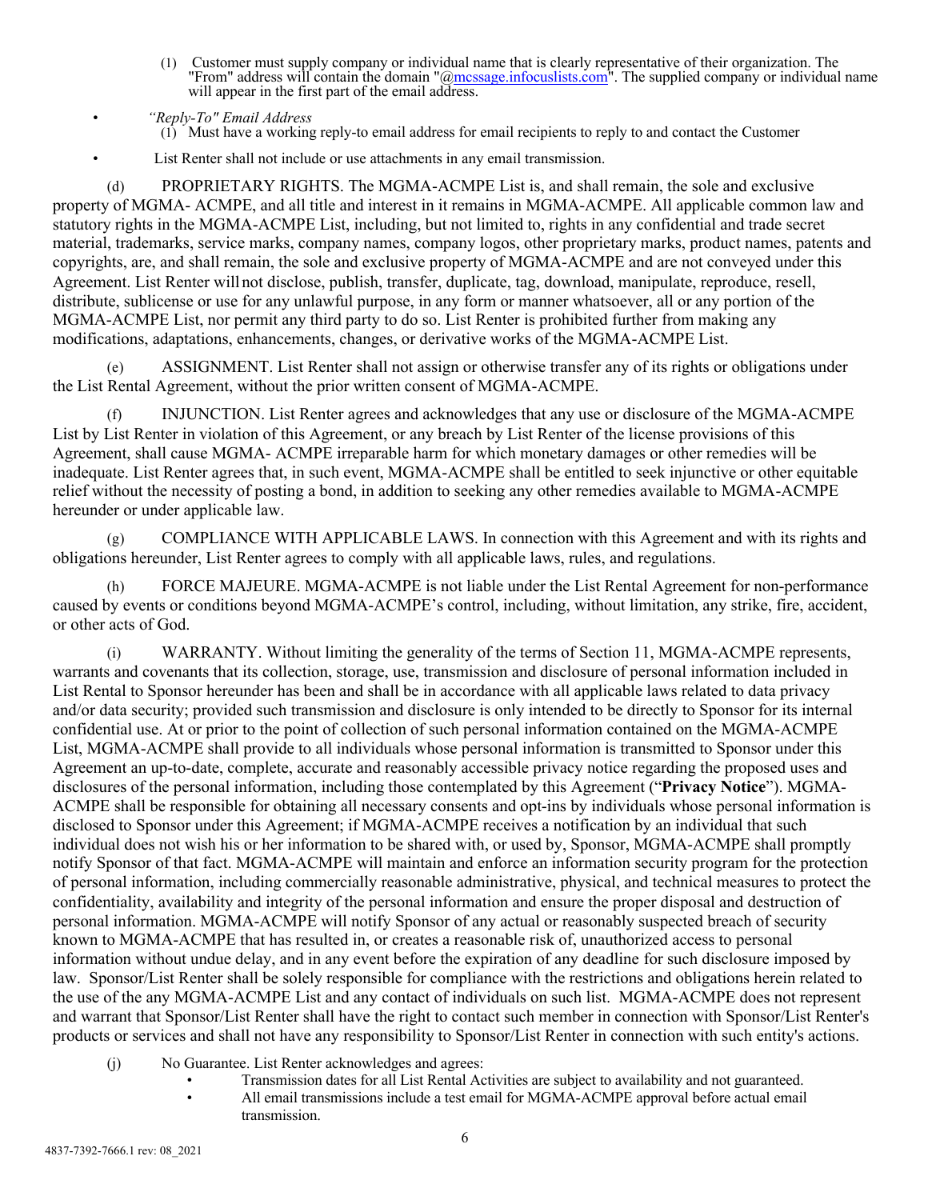(1) Customer must supply company or individual name that is clearly representative of their organization. The "From" address will contain the domain "@mcssage.infocuslists.com". The supplied company or individual name will appear in the first part of the email address.

- *"Reply-To" Email Address*
  (1) Must have a working reply-to email address for email recipients to reply to and contact the Customer
- List Renter shall not include or use attachments in any email transmission.

(d) PROPRIETARY RIGHTS. The MGMA-ACMPE List is, and shall remain, the sole and exclusive property of MGMA- ACMPE, and all title and interest in it remains in MGMA-ACMPE. All applicable common law and statutory rights in the MGMA-ACMPE List, including, but not limited to, rights in any confidential and trade secret material, trademarks, service marks, company names, company logos, other proprietary marks, product names, patents and copyrights, are, and shall remain, the sole and exclusive property of MGMA-ACMPE and are not conveyed under this Agreement. List Renter will not disclose, publish, transfer, duplicate, tag, download, manipulate, reproduce, resell, distribute, sublicense or use for any unlawful purpose, in any form or manner whatsoever, all or any portion of the MGMA-ACMPE List, nor permit any third party to do so. List Renter is prohibited further from making any modifications, adaptations, enhancements, changes, or derivative works of the MGMA-ACMPE List.

(e) ASSIGNMENT. List Renter shall not assign or otherwise transfer any of its rights or obligations under the List Rental Agreement, without the prior written consent of MGMA-ACMPE.

(f) INJUNCTION. List Renter agrees and acknowledges that any use or disclosure of the MGMA-ACMPE List by List Renter in violation of this Agreement, or any breach by List Renter of the license provisions of this Agreement, shall cause MGMA- ACMPE irreparable harm for which monetary damages or other remedies will be inadequate. List Renter agrees that, in such event, MGMA-ACMPE shall be entitled to seek injunctive or other equitable relief without the necessity of posting a bond, in addition to seeking any other remedies available to MGMA-ACMPE hereunder or under applicable law.

(g) COMPLIANCE WITH APPLICABLE LAWS. In connection with this Agreement and with its rights and obligations hereunder, List Renter agrees to comply with all applicable laws, rules, and regulations.

(h) FORCE MAJEURE. MGMA-ACMPE is not liable under the List Rental Agreement for non-performance caused by events or conditions beyond MGMA-ACMPE's control, including, without limitation, any strike, fire, accident, or other acts of God.

(i) WARRANTY. Without limiting the generality of the terms of Section 11, MGMA-ACMPE represents, warrants and covenants that its collection, storage, use, transmission and disclosure of personal information included in List Rental to Sponsor hereunder has been and shall be in accordance with all applicable laws related to data privacy and/or data security; provided such transmission and disclosure is only intended to be directly to Sponsor for its internal confidential use. At or prior to the point of collection of such personal information contained on the MGMA-ACMPE List, MGMA-ACMPE shall provide to all individuals whose personal information is transmitted to Sponsor under this Agreement an up-to-date, complete, accurate and reasonably accessible privacy notice regarding the proposed uses and disclosures of the personal information, including those contemplated by this Agreement ("**Privacy Notice**"). MGMA-ACMPE shall be responsible for obtaining all necessary consents and opt-ins by individuals whose personal information is disclosed to Sponsor under this Agreement; if MGMA-ACMPE receives a notification by an individual that such individual does not wish his or her information to be shared with, or used by, Sponsor, MGMA-ACMPE shall promptly notify Sponsor of that fact. MGMA-ACMPE will maintain and enforce an information security program for the protection of personal information, including commercially reasonable administrative, physical, and technical measures to protect the confidentiality, availability and integrity of the personal information and ensure the proper disposal and destruction of personal information. MGMA-ACMPE will notify Sponsor of any actual or reasonably suspected breach of security known to MGMA-ACMPE that has resulted in, or creates a reasonable risk of, unauthorized access to personal information without undue delay, and in any event before the expiration of any deadline for such disclosure imposed by law. Sponsor/List Renter shall be solely responsible for compliance with the restrictions and obligations herein related to the use of the any MGMA-ACMPE List and any contact of individuals on such list. MGMA-ACMPE does not represent and warrant that Sponsor/List Renter shall have the right to contact such member in connection with Sponsor/List Renter's products or services and shall not have any responsibility to Sponsor/List Renter in connection with such entity's actions.

(j) No Guarantee. List Renter acknowledges and agrees:

- Transmission dates for all List Rental Activities are subject to availability and not guaranteed.
- All email transmissions include a test email for MGMA-ACMPE approval before actual email transmission.

4837-7392-7666.1 rev: 08_2021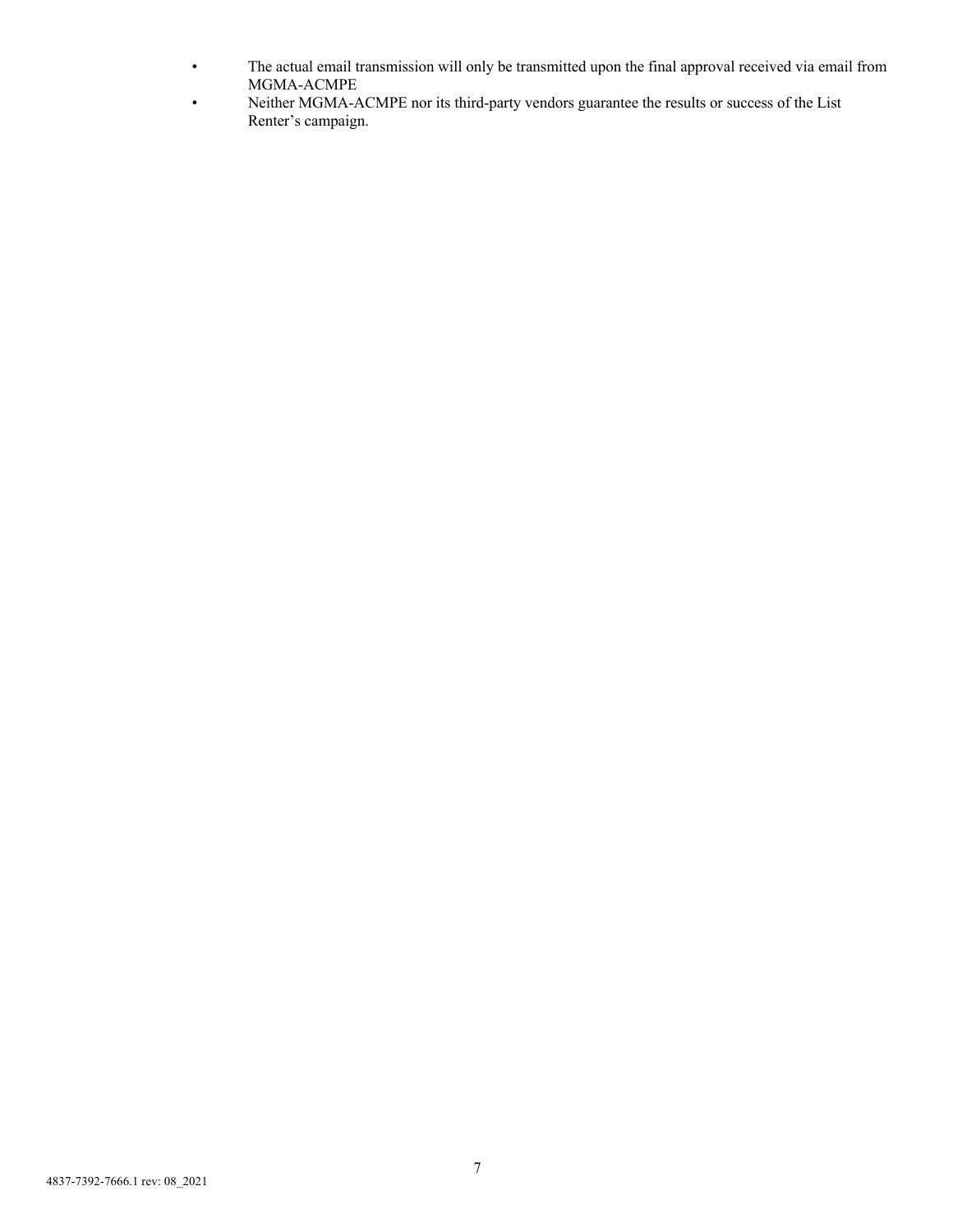- The actual email transmission will only be transmitted upon the final approval received via email from MGMA-ACMPE
- Neither MGMA-ACMPE nor its third-party vendors guarantee the results or success of the List Renter's campaign.